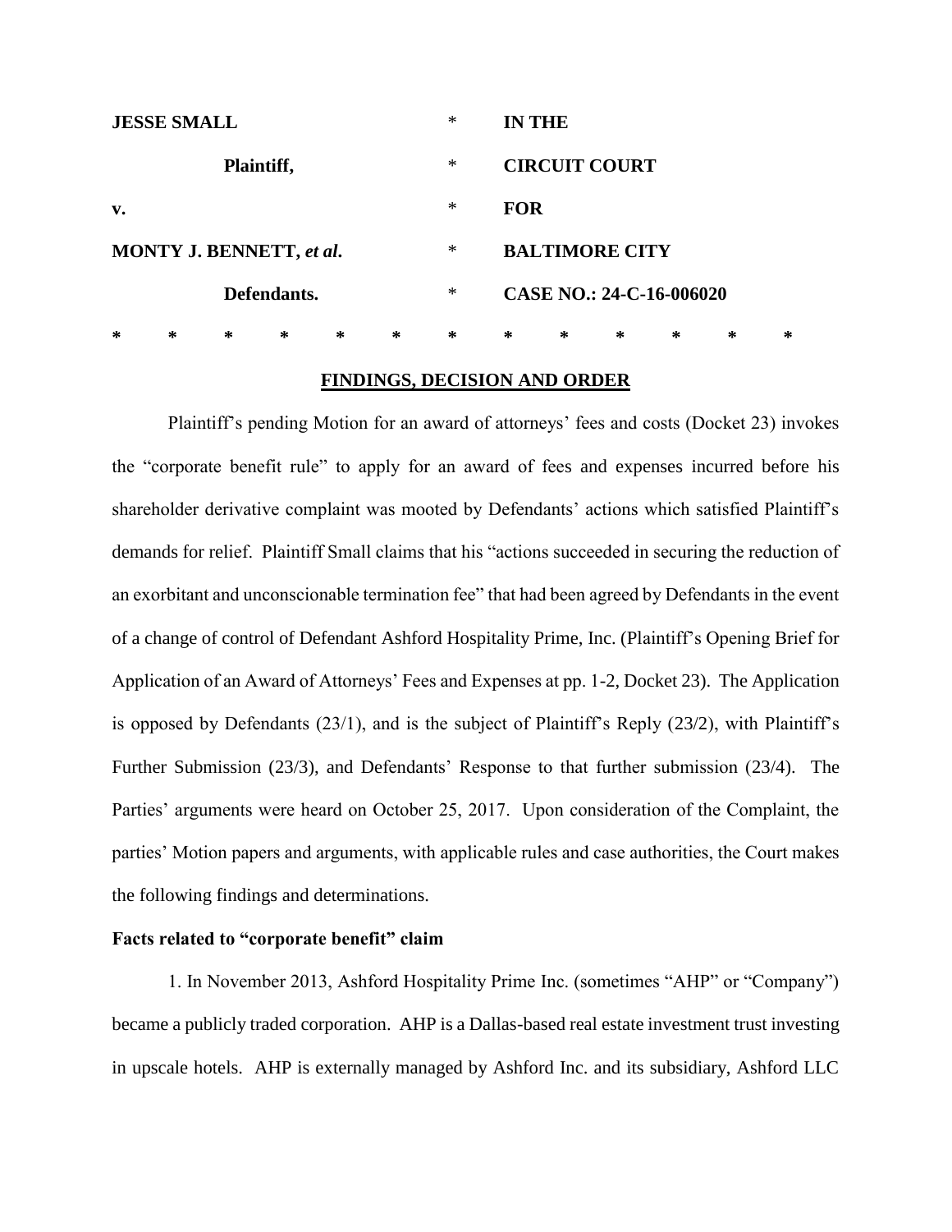| | | |
|---|---|---|
| **JESSE SMALL** | * | **IN THE** |
| **Plaintiff,** | * | **CIRCUIT COURT** |
| **v.** | * | **FOR** |
| **MONTY J. BENNETT, *et al*.** | * | **BALTIMORE CITY** |
| **Defendants.** | * | **CASE NO.: 24-C-16-006020** |

**\*     \*     \*     \*     \*     \*     \*     \*     \*     \*     \*     \*     \***

## FINDINGS, DECISION AND ORDER

Plaintiff's pending Motion for an award of attorneys' fees and costs (Docket 23) invokes the "corporate benefit rule" to apply for an award of fees and expenses incurred before his shareholder derivative complaint was mooted by Defendants' actions which satisfied Plaintiff's demands for relief. Plaintiff Small claims that his "actions succeeded in securing the reduction of an exorbitant and unconscionable termination fee" that had been agreed by Defendants in the event of a change of control of Defendant Ashford Hospitality Prime, Inc. (Plaintiff's Opening Brief for Application of an Award of Attorneys' Fees and Expenses at pp. 1-2, Docket 23). The Application is opposed by Defendants (23/1), and is the subject of Plaintiff's Reply (23/2), with Plaintiff's Further Submission (23/3), and Defendants' Response to that further submission (23/4). The Parties' arguments were heard on October 25, 2017. Upon consideration of the Complaint, the parties' Motion papers and arguments, with applicable rules and case authorities, the Court makes the following findings and determinations.

### Facts related to "corporate benefit" claim

1. In November 2013, Ashford Hospitality Prime Inc. (sometimes "AHP" or "Company") became a publicly traded corporation. AHP is a Dallas-based real estate investment trust investing in upscale hotels. AHP is externally managed by Ashford Inc. and its subsidiary, Ashford LLC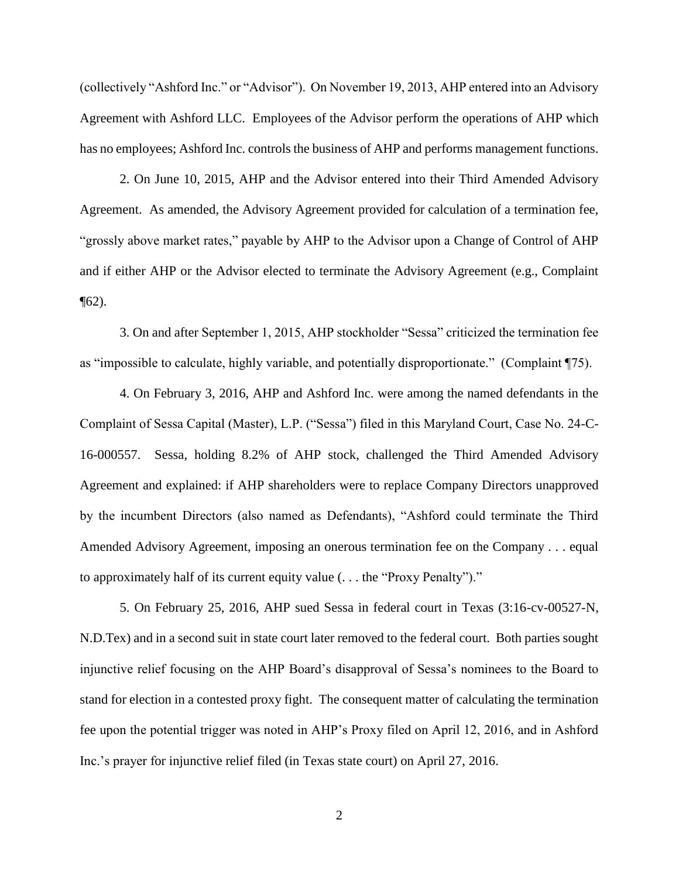(collectively "Ashford Inc." or "Advisor"). On November 19, 2013, AHP entered into an Advisory Agreement with Ashford LLC. Employees of the Advisor perform the operations of AHP which has no employees; Ashford Inc. controls the business of AHP and performs management functions.

2. On June 10, 2015, AHP and the Advisor entered into their Third Amended Advisory Agreement. As amended, the Advisory Agreement provided for calculation of a termination fee, "grossly above market rates," payable by AHP to the Advisor upon a Change of Control of AHP and if either AHP or the Advisor elected to terminate the Advisory Agreement (e.g., Complaint ¶62).

3. On and after September 1, 2015, AHP stockholder "Sessa" criticized the termination fee as "impossible to calculate, highly variable, and potentially disproportionate." (Complaint ¶75).

4. On February 3, 2016, AHP and Ashford Inc. were among the named defendants in the Complaint of Sessa Capital (Master), L.P. ("Sessa") filed in this Maryland Court, Case No. 24-C-16-000557. Sessa, holding 8.2% of AHP stock, challenged the Third Amended Advisory Agreement and explained: if AHP shareholders were to replace Company Directors unapproved by the incumbent Directors (also named as Defendants), "Ashford could terminate the Third Amended Advisory Agreement, imposing an onerous termination fee on the Company . . . equal to approximately half of its current equity value (. . . the "Proxy Penalty")."

5. On February 25, 2016, AHP sued Sessa in federal court in Texas (3:16-cv-00527-N, N.D.Tex) and in a second suit in state court later removed to the federal court. Both parties sought injunctive relief focusing on the AHP Board's disapproval of Sessa's nominees to the Board to stand for election in a contested proxy fight. The consequent matter of calculating the termination fee upon the potential trigger was noted in AHP's Proxy filed on April 12, 2016, and in Ashford Inc.'s prayer for injunctive relief filed (in Texas state court) on April 27, 2016.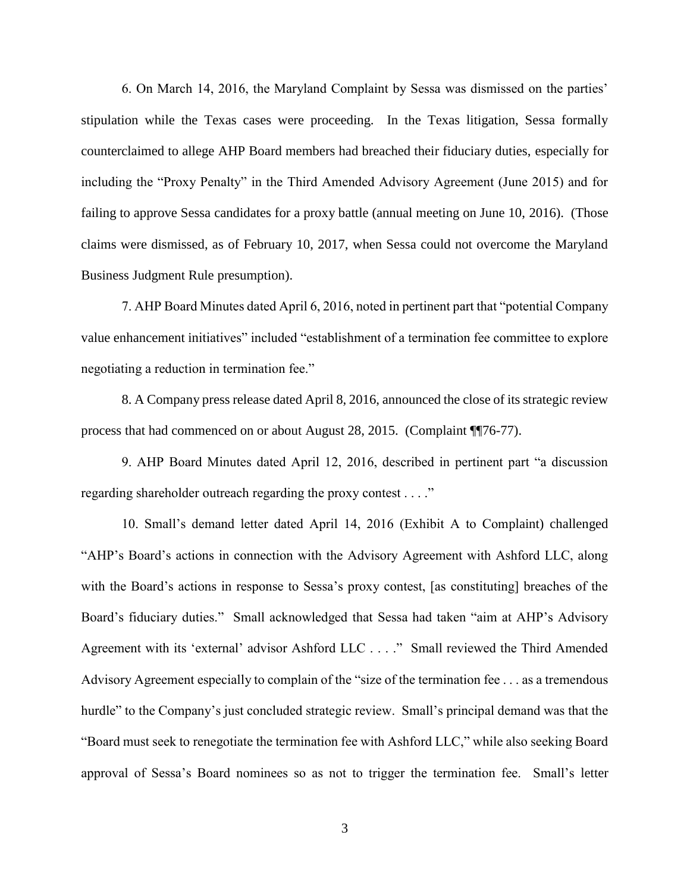6. On March 14, 2016, the Maryland Complaint by Sessa was dismissed on the parties' stipulation while the Texas cases were proceeding. In the Texas litigation, Sessa formally counterclaimed to allege AHP Board members had breached their fiduciary duties, especially for including the "Proxy Penalty" in the Third Amended Advisory Agreement (June 2015) and for failing to approve Sessa candidates for a proxy battle (annual meeting on June 10, 2016). (Those claims were dismissed, as of February 10, 2017, when Sessa could not overcome the Maryland Business Judgment Rule presumption).

7. AHP Board Minutes dated April 6, 2016, noted in pertinent part that "potential Company value enhancement initiatives" included "establishment of a termination fee committee to explore negotiating a reduction in termination fee."

8. A Company press release dated April 8, 2016, announced the close of its strategic review process that had commenced on or about August 28, 2015. (Complaint ¶¶76-77).

9. AHP Board Minutes dated April 12, 2016, described in pertinent part "a discussion regarding shareholder outreach regarding the proxy contest . . . ."

10. Small's demand letter dated April 14, 2016 (Exhibit A to Complaint) challenged "AHP's Board's actions in connection with the Advisory Agreement with Ashford LLC, along with the Board's actions in response to Sessa's proxy contest, [as constituting] breaches of the Board's fiduciary duties." Small acknowledged that Sessa had taken "aim at AHP's Advisory Agreement with its 'external' advisor Ashford LLC . . . ." Small reviewed the Third Amended Advisory Agreement especially to complain of the "size of the termination fee . . . as a tremendous hurdle" to the Company's just concluded strategic review. Small's principal demand was that the "Board must seek to renegotiate the termination fee with Ashford LLC," while also seeking Board approval of Sessa's Board nominees so as not to trigger the termination fee. Small's letter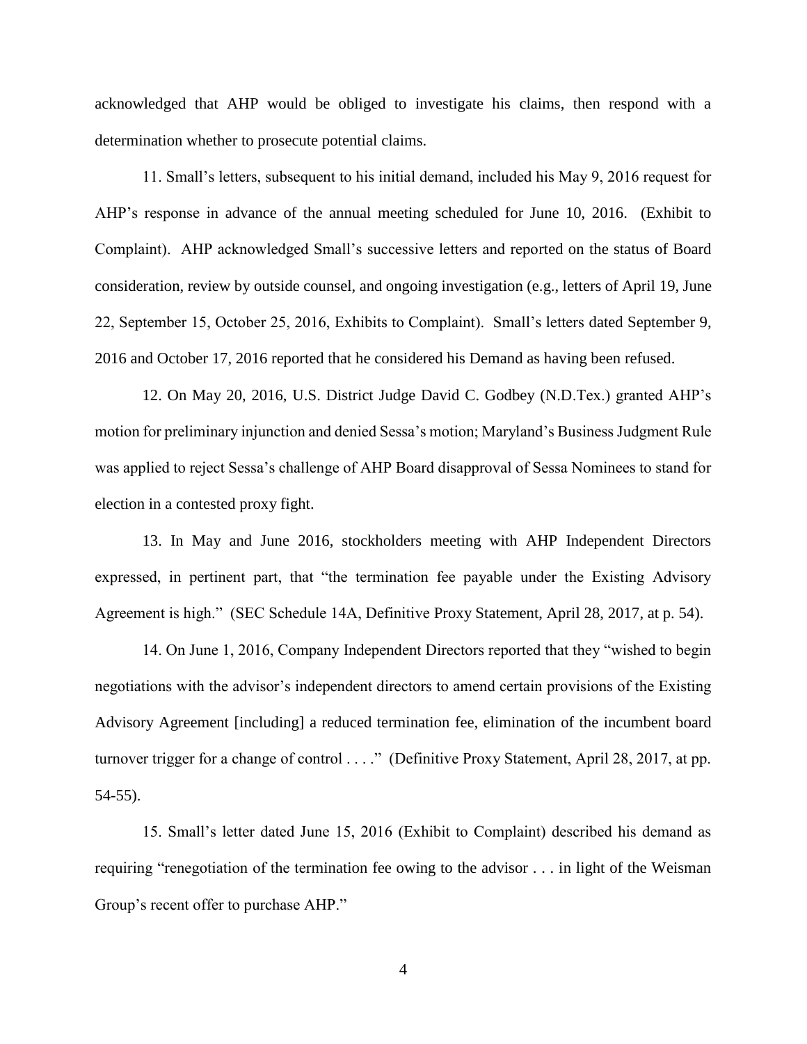acknowledged that AHP would be obliged to investigate his claims, then respond with a determination whether to prosecute potential claims.

11. Small's letters, subsequent to his initial demand, included his May 9, 2016 request for AHP's response in advance of the annual meeting scheduled for June 10, 2016. (Exhibit to Complaint). AHP acknowledged Small's successive letters and reported on the status of Board consideration, review by outside counsel, and ongoing investigation (e.g., letters of April 19, June 22, September 15, October 25, 2016, Exhibits to Complaint). Small's letters dated September 9, 2016 and October 17, 2016 reported that he considered his Demand as having been refused.

12. On May 20, 2016, U.S. District Judge David C. Godbey (N.D.Tex.) granted AHP's motion for preliminary injunction and denied Sessa's motion; Maryland's Business Judgment Rule was applied to reject Sessa's challenge of AHP Board disapproval of Sessa Nominees to stand for election in a contested proxy fight.

13. In May and June 2016, stockholders meeting with AHP Independent Directors expressed, in pertinent part, that "the termination fee payable under the Existing Advisory Agreement is high." (SEC Schedule 14A, Definitive Proxy Statement, April 28, 2017, at p. 54).

14. On June 1, 2016, Company Independent Directors reported that they "wished to begin negotiations with the advisor's independent directors to amend certain provisions of the Existing Advisory Agreement [including] a reduced termination fee, elimination of the incumbent board turnover trigger for a change of control . . . ." (Definitive Proxy Statement, April 28, 2017, at pp. 54-55).

15. Small's letter dated June 15, 2016 (Exhibit to Complaint) described his demand as requiring "renegotiation of the termination fee owing to the advisor . . . in light of the Weisman Group's recent offer to purchase AHP."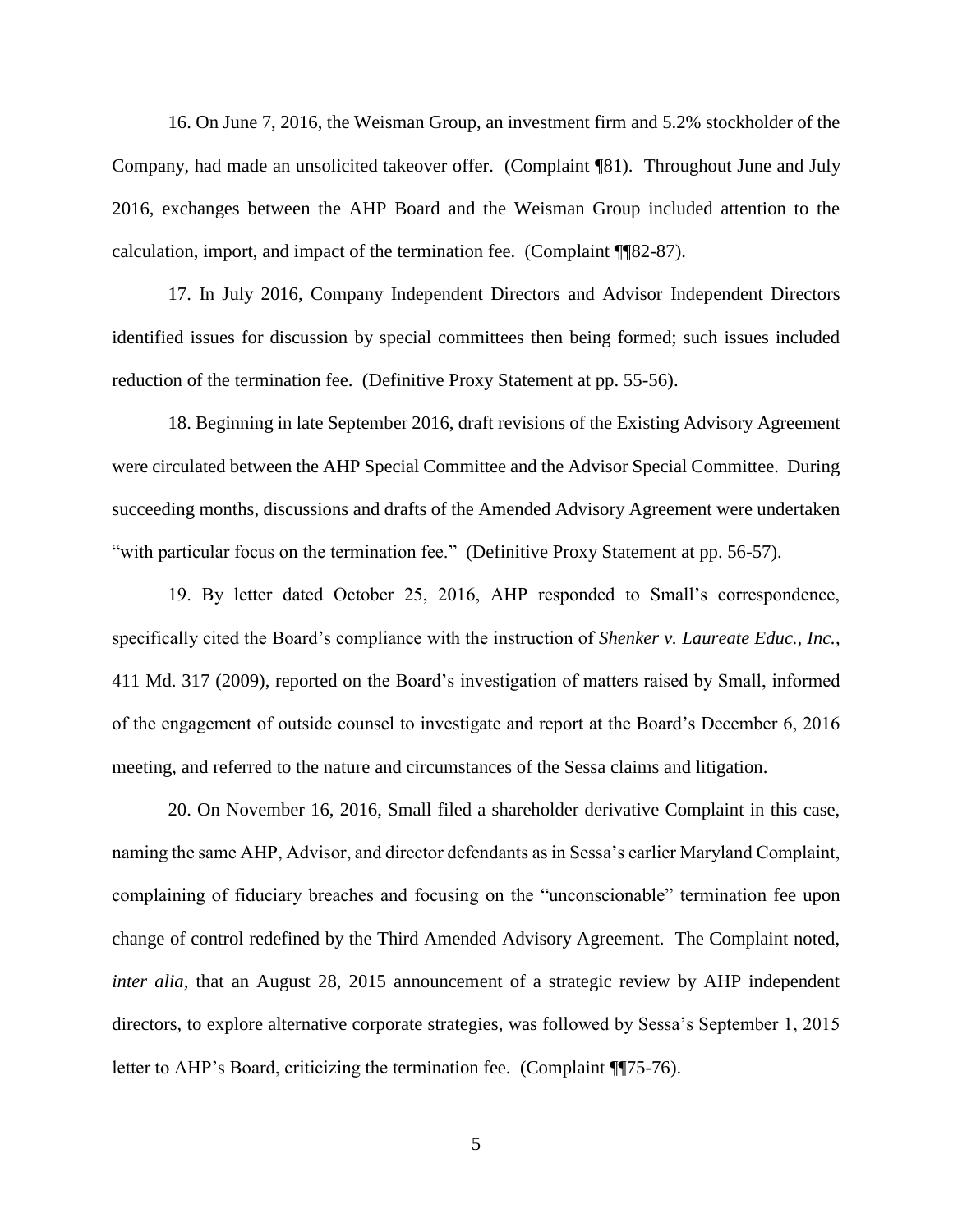16. On June 7, 2016, the Weisman Group, an investment firm and 5.2% stockholder of the Company, had made an unsolicited takeover offer. (Complaint ¶81). Throughout June and July 2016, exchanges between the AHP Board and the Weisman Group included attention to the calculation, import, and impact of the termination fee. (Complaint ¶¶82-87).

17. In July 2016, Company Independent Directors and Advisor Independent Directors identified issues for discussion by special committees then being formed; such issues included reduction of the termination fee. (Definitive Proxy Statement at pp. 55-56).

18. Beginning in late September 2016, draft revisions of the Existing Advisory Agreement were circulated between the AHP Special Committee and the Advisor Special Committee. During succeeding months, discussions and drafts of the Amended Advisory Agreement were undertaken "with particular focus on the termination fee." (Definitive Proxy Statement at pp. 56-57).

19. By letter dated October 25, 2016, AHP responded to Small's correspondence, specifically cited the Board's compliance with the instruction of *Shenker v. Laureate Educ., Inc.*, 411 Md. 317 (2009), reported on the Board's investigation of matters raised by Small, informed of the engagement of outside counsel to investigate and report at the Board's December 6, 2016 meeting, and referred to the nature and circumstances of the Sessa claims and litigation.

20. On November 16, 2016, Small filed a shareholder derivative Complaint in this case, naming the same AHP, Advisor, and director defendants as in Sessa's earlier Maryland Complaint, complaining of fiduciary breaches and focusing on the "unconscionable" termination fee upon change of control redefined by the Third Amended Advisory Agreement. The Complaint noted, *inter alia*, that an August 28, 2015 announcement of a strategic review by AHP independent directors, to explore alternative corporate strategies, was followed by Sessa's September 1, 2015 letter to AHP's Board, criticizing the termination fee. (Complaint ¶¶75-76).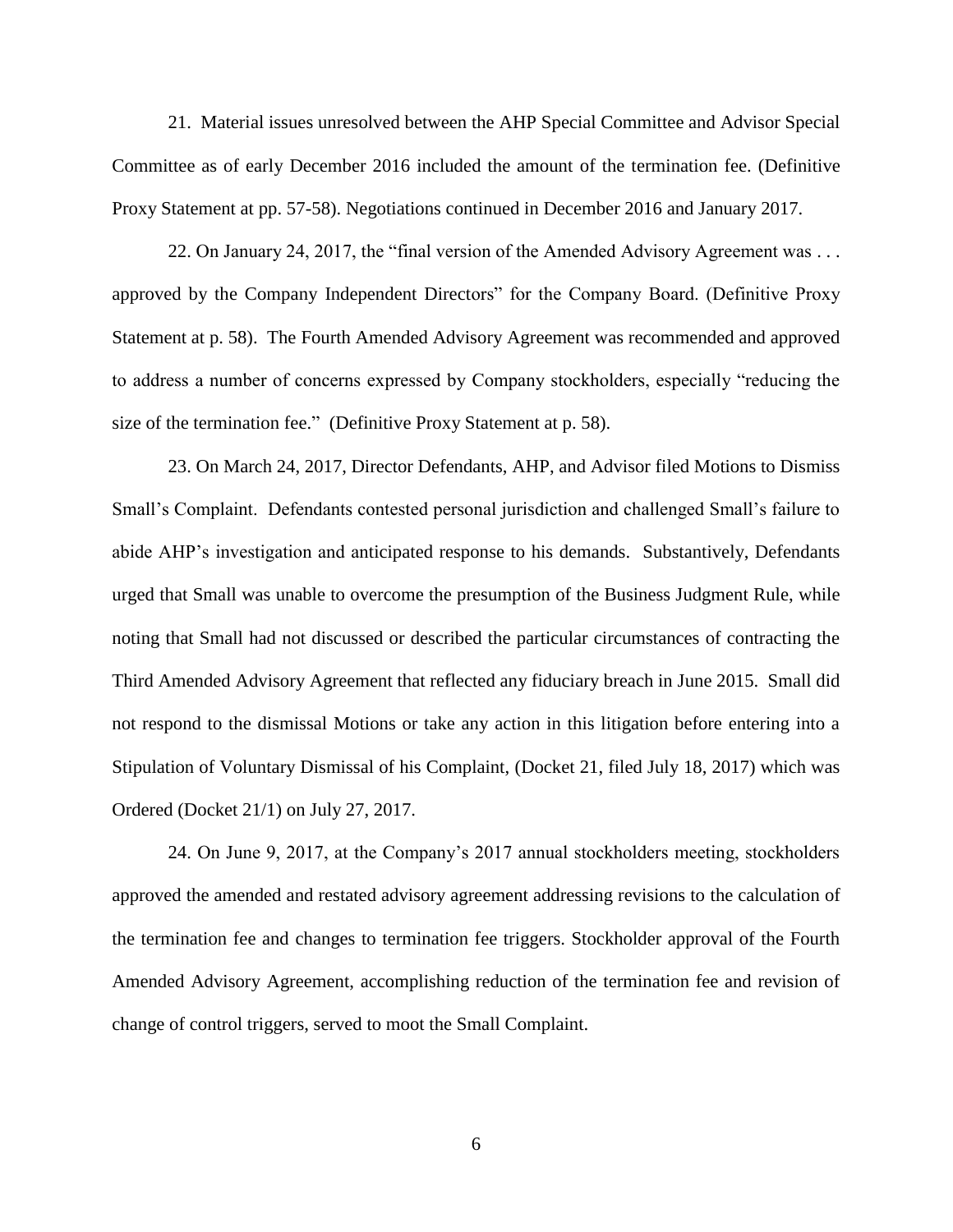21. Material issues unresolved between the AHP Special Committee and Advisor Special Committee as of early December 2016 included the amount of the termination fee. (Definitive Proxy Statement at pp. 57-58). Negotiations continued in December 2016 and January 2017.

22. On January 24, 2017, the "final version of the Amended Advisory Agreement was . . . approved by the Company Independent Directors" for the Company Board. (Definitive Proxy Statement at p. 58). The Fourth Amended Advisory Agreement was recommended and approved to address a number of concerns expressed by Company stockholders, especially "reducing the size of the termination fee." (Definitive Proxy Statement at p. 58).

23. On March 24, 2017, Director Defendants, AHP, and Advisor filed Motions to Dismiss Small's Complaint. Defendants contested personal jurisdiction and challenged Small's failure to abide AHP's investigation and anticipated response to his demands. Substantively, Defendants urged that Small was unable to overcome the presumption of the Business Judgment Rule, while noting that Small had not discussed or described the particular circumstances of contracting the Third Amended Advisory Agreement that reflected any fiduciary breach in June 2015. Small did not respond to the dismissal Motions or take any action in this litigation before entering into a Stipulation of Voluntary Dismissal of his Complaint, (Docket 21, filed July 18, 2017) which was Ordered (Docket 21/1) on July 27, 2017.

24. On June 9, 2017, at the Company's 2017 annual stockholders meeting, stockholders approved the amended and restated advisory agreement addressing revisions to the calculation of the termination fee and changes to termination fee triggers. Stockholder approval of the Fourth Amended Advisory Agreement, accomplishing reduction of the termination fee and revision of change of control triggers, served to moot the Small Complaint.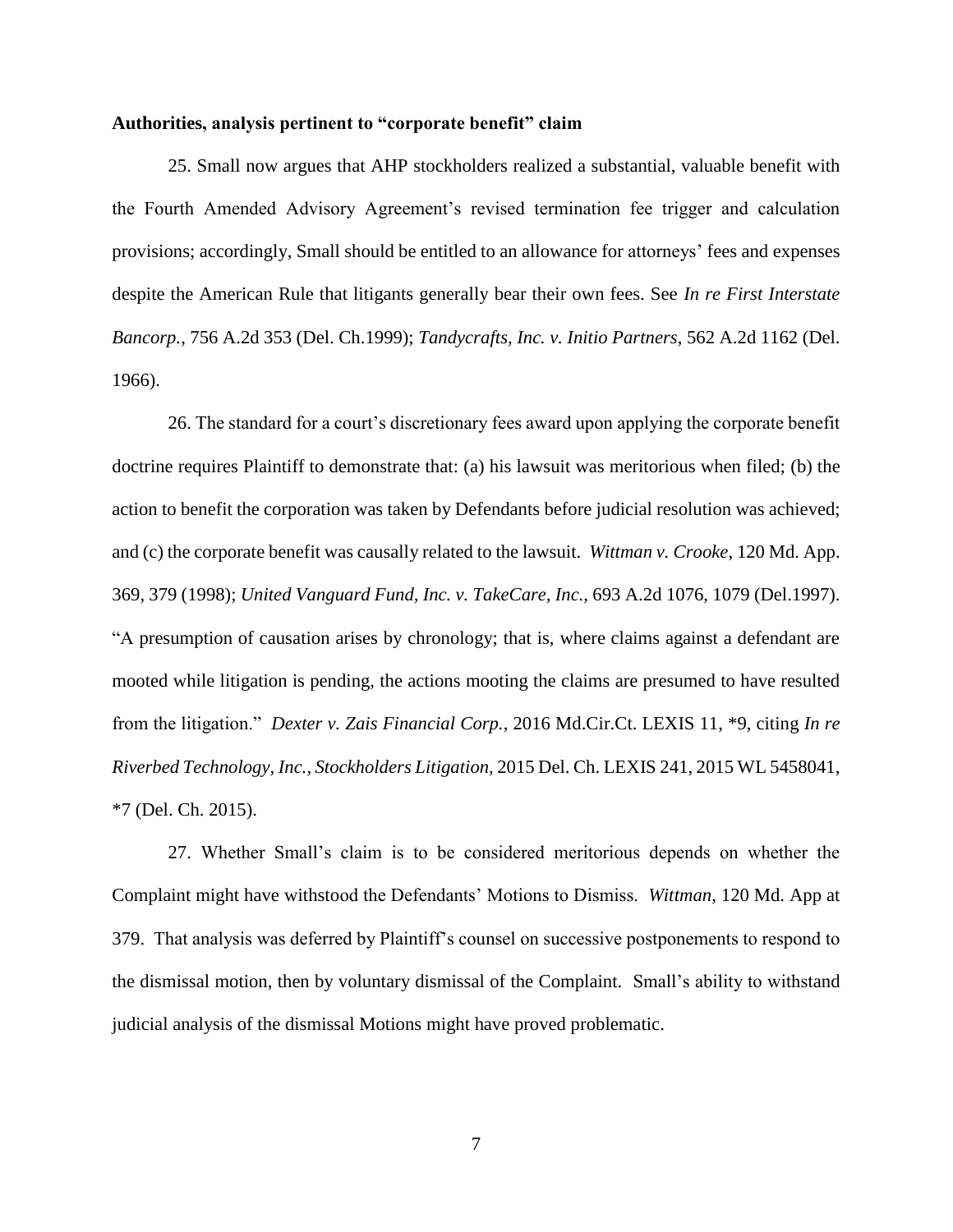**Authorities, analysis pertinent to "corporate benefit" claim**

25. Small now argues that AHP stockholders realized a substantial, valuable benefit with the Fourth Amended Advisory Agreement's revised termination fee trigger and calculation provisions; accordingly, Small should be entitled to an allowance for attorneys' fees and expenses despite the American Rule that litigants generally bear their own fees. See *In re First Interstate Bancorp.*, 756 A.2d 353 (Del. Ch.1999); *Tandycrafts, Inc. v. Initio Partners*, 562 A.2d 1162 (Del. 1966).

26. The standard for a court's discretionary fees award upon applying the corporate benefit doctrine requires Plaintiff to demonstrate that: (a) his lawsuit was meritorious when filed; (b) the action to benefit the corporation was taken by Defendants before judicial resolution was achieved; and (c) the corporate benefit was causally related to the lawsuit. *Wittman v. Crooke*, 120 Md. App. 369, 379 (1998); *United Vanguard Fund, Inc. v. TakeCare, Inc.*, 693 A.2d 1076, 1079 (Del.1997). "A presumption of causation arises by chronology; that is, where claims against a defendant are mooted while litigation is pending, the actions mooting the claims are presumed to have resulted from the litigation." *Dexter v. Zais Financial Corp.*, 2016 Md.Cir.Ct. LEXIS 11, *9, citing *In re Riverbed Technology, Inc., Stockholders Litigation,* 2015 Del. Ch. LEXIS 241, 2015 WL 5458041, *7 (Del. Ch. 2015).

27. Whether Small's claim is to be considered meritorious depends on whether the Complaint might have withstood the Defendants' Motions to Dismiss. *Wittman*, 120 Md. App at 379. That analysis was deferred by Plaintiff's counsel on successive postponements to respond to the dismissal motion, then by voluntary dismissal of the Complaint. Small's ability to withstand judicial analysis of the dismissal Motions might have proved problematic.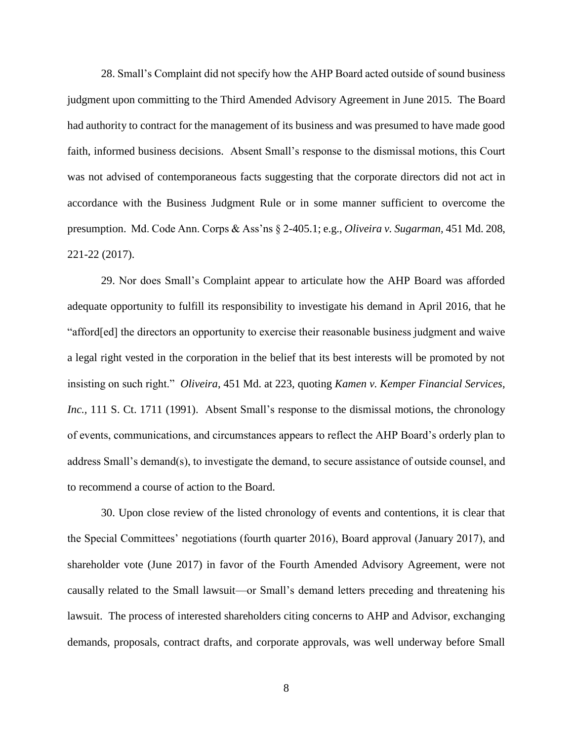28. Small's Complaint did not specify how the AHP Board acted outside of sound business judgment upon committing to the Third Amended Advisory Agreement in June 2015. The Board had authority to contract for the management of its business and was presumed to have made good faith, informed business decisions. Absent Small's response to the dismissal motions, this Court was not advised of contemporaneous facts suggesting that the corporate directors did not act in accordance with the Business Judgment Rule or in some manner sufficient to overcome the presumption. Md. Code Ann. Corps & Ass'ns § 2-405.1; e.g., *Oliveira v. Sugarman*, 451 Md. 208, 221-22 (2017).

29. Nor does Small's Complaint appear to articulate how the AHP Board was afforded adequate opportunity to fulfill its responsibility to investigate his demand in April 2016, that he "afford[ed] the directors an opportunity to exercise their reasonable business judgment and waive a legal right vested in the corporation in the belief that its best interests will be promoted by not insisting on such right." *Oliveira*, 451 Md. at 223, quoting *Kamen v. Kemper Financial Services, Inc.*, 111 S. Ct. 1711 (1991). Absent Small's response to the dismissal motions, the chronology of events, communications, and circumstances appears to reflect the AHP Board's orderly plan to address Small's demand(s), to investigate the demand, to secure assistance of outside counsel, and to recommend a course of action to the Board.

30. Upon close review of the listed chronology of events and contentions, it is clear that the Special Committees' negotiations (fourth quarter 2016), Board approval (January 2017), and shareholder vote (June 2017) in favor of the Fourth Amended Advisory Agreement, were not causally related to the Small lawsuit—or Small's demand letters preceding and threatening his lawsuit. The process of interested shareholders citing concerns to AHP and Advisor, exchanging demands, proposals, contract drafts, and corporate approvals, was well underway before Small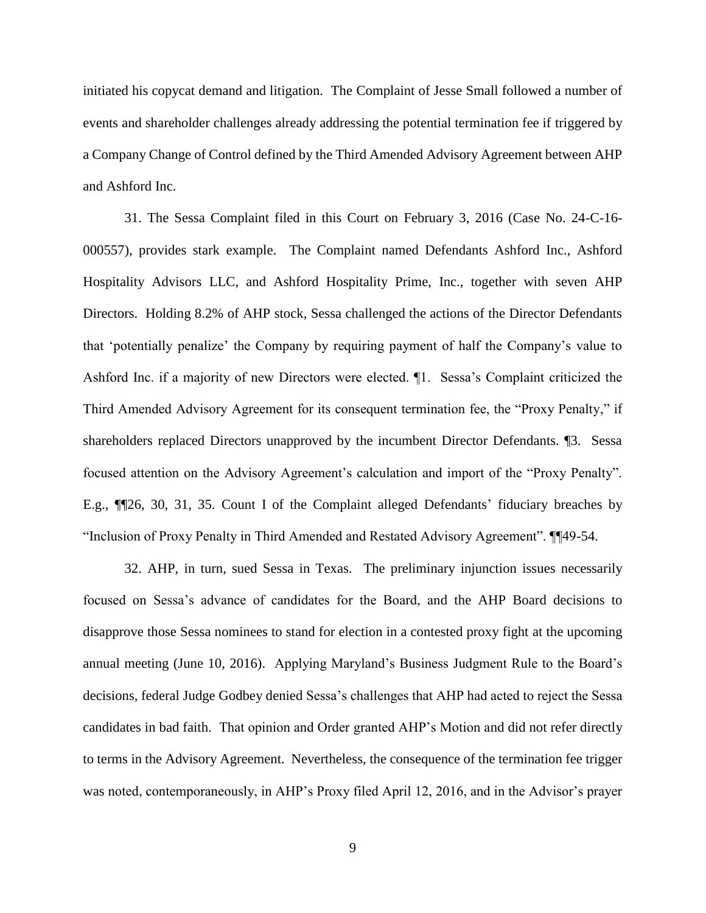initiated his copycat demand and litigation. The Complaint of Jesse Small followed a number of events and shareholder challenges already addressing the potential termination fee if triggered by a Company Change of Control defined by the Third Amended Advisory Agreement between AHP and Ashford Inc.

31. The Sessa Complaint filed in this Court on February 3, 2016 (Case No. 24-C-16-000557), provides stark example. The Complaint named Defendants Ashford Inc., Ashford Hospitality Advisors LLC, and Ashford Hospitality Prime, Inc., together with seven AHP Directors. Holding 8.2% of AHP stock, Sessa challenged the actions of the Director Defendants that 'potentially penalize' the Company by requiring payment of half the Company's value to Ashford Inc. if a majority of new Directors were elected. ¶1. Sessa's Complaint criticized the Third Amended Advisory Agreement for its consequent termination fee, the "Proxy Penalty," if shareholders replaced Directors unapproved by the incumbent Director Defendants. ¶3. Sessa focused attention on the Advisory Agreement's calculation and import of the "Proxy Penalty". E.g., ¶¶26, 30, 31, 35. Count I of the Complaint alleged Defendants' fiduciary breaches by "Inclusion of Proxy Penalty in Third Amended and Restated Advisory Agreement". ¶¶49-54.

32. AHP, in turn, sued Sessa in Texas. The preliminary injunction issues necessarily focused on Sessa's advance of candidates for the Board, and the AHP Board decisions to disapprove those Sessa nominees to stand for election in a contested proxy fight at the upcoming annual meeting (June 10, 2016). Applying Maryland's Business Judgment Rule to the Board's decisions, federal Judge Godbey denied Sessa's challenges that AHP had acted to reject the Sessa candidates in bad faith. That opinion and Order granted AHP's Motion and did not refer directly to terms in the Advisory Agreement. Nevertheless, the consequence of the termination fee trigger was noted, contemporaneously, in AHP's Proxy filed April 12, 2016, and in the Advisor's prayer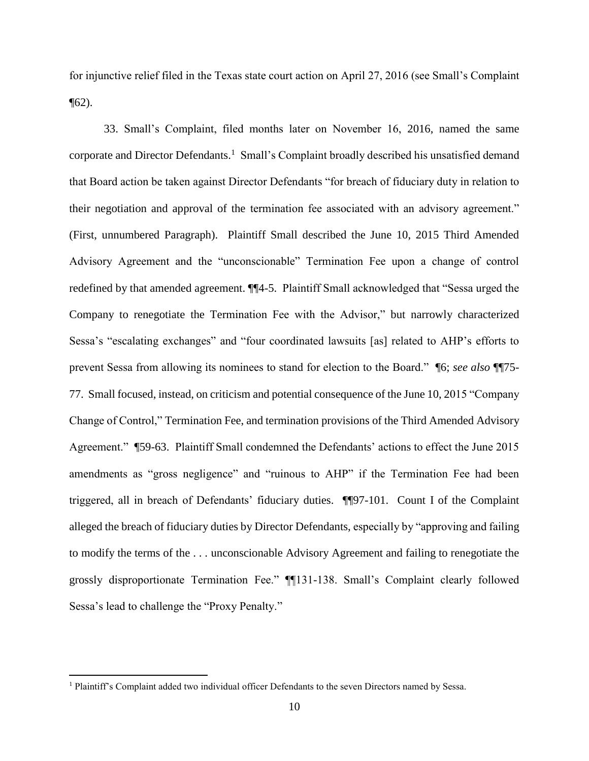for injunctive relief filed in the Texas state court action on April 27, 2016 (see Small's Complaint ¶62).

33. Small's Complaint, filed months later on November 16, 2016, named the same corporate and Director Defendants.[1] Small's Complaint broadly described his unsatisfied demand that Board action be taken against Director Defendants "for breach of fiduciary duty in relation to their negotiation and approval of the termination fee associated with an advisory agreement." (First, unnumbered Paragraph). Plaintiff Small described the June 10, 2015 Third Amended Advisory Agreement and the "unconscionable" Termination Fee upon a change of control redefined by that amended agreement. ¶¶4-5. Plaintiff Small acknowledged that "Sessa urged the Company to renegotiate the Termination Fee with the Advisor," but narrowly characterized Sessa's "escalating exchanges" and "four coordinated lawsuits [as] related to AHP's efforts to prevent Sessa from allowing its nominees to stand for election to the Board." ¶6; *see also* ¶¶75-77. Small focused, instead, on criticism and potential consequence of the June 10, 2015 "Company Change of Control," Termination Fee, and termination provisions of the Third Amended Advisory Agreement." ¶59-63. Plaintiff Small condemned the Defendants' actions to effect the June 2015 amendments as "gross negligence" and "ruinous to AHP" if the Termination Fee had been triggered, all in breach of Defendants' fiduciary duties. ¶¶97-101. Count I of the Complaint alleged the breach of fiduciary duties by Director Defendants, especially by "approving and failing to modify the terms of the . . . unconscionable Advisory Agreement and failing to renegotiate the grossly disproportionate Termination Fee." ¶¶131-138. Small's Complaint clearly followed Sessa's lead to challenge the "Proxy Penalty."

---

[1] Plaintiff's Complaint added two individual officer Defendants to the seven Directors named by Sessa.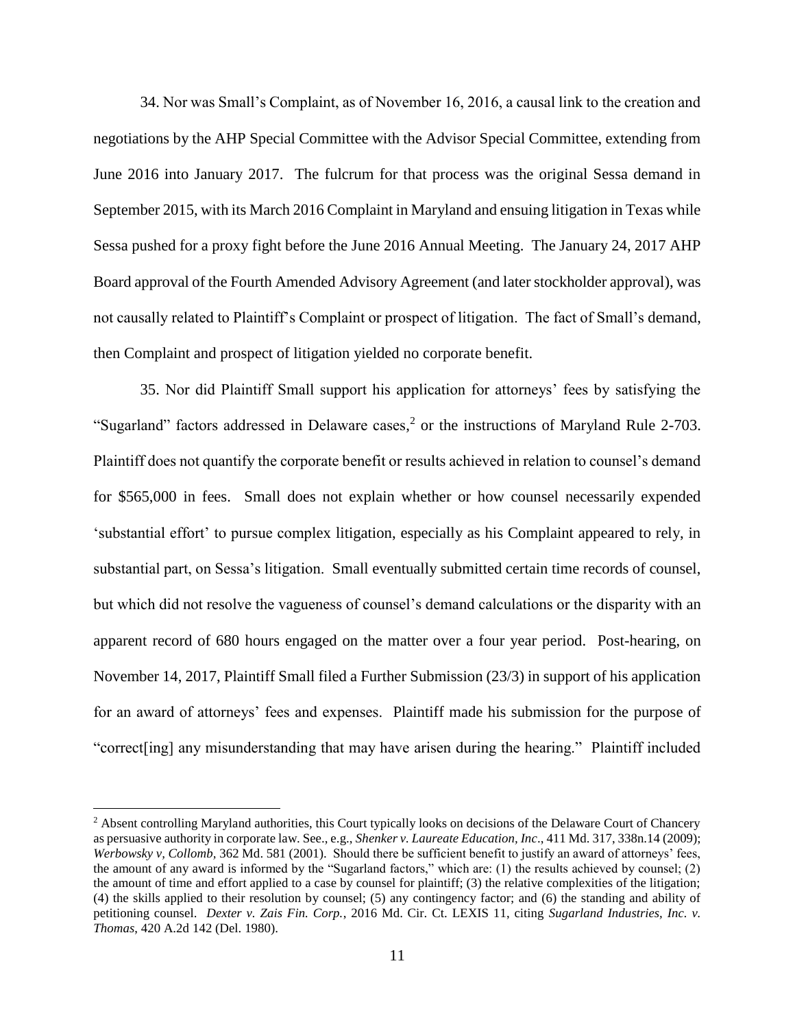34. Nor was Small's Complaint, as of November 16, 2016, a causal link to the creation and negotiations by the AHP Special Committee with the Advisor Special Committee, extending from June 2016 into January 2017. The fulcrum for that process was the original Sessa demand in September 2015, with its March 2016 Complaint in Maryland and ensuing litigation in Texas while Sessa pushed for a proxy fight before the June 2016 Annual Meeting. The January 24, 2017 AHP Board approval of the Fourth Amended Advisory Agreement (and later stockholder approval), was not causally related to Plaintiff's Complaint or prospect of litigation. The fact of Small's demand, then Complaint and prospect of litigation yielded no corporate benefit.

35. Nor did Plaintiff Small support his application for attorneys' fees by satisfying the "Sugarland" factors addressed in Delaware cases,[2] or the instructions of Maryland Rule 2-703. Plaintiff does not quantify the corporate benefit or results achieved in relation to counsel's demand for $565,000 in fees. Small does not explain whether or how counsel necessarily expended 'substantial effort' to pursue complex litigation, especially as his Complaint appeared to rely, in substantial part, on Sessa's litigation. Small eventually submitted certain time records of counsel, but which did not resolve the vagueness of counsel's demand calculations or the disparity with an apparent record of 680 hours engaged on the matter over a four year period. Post-hearing, on November 14, 2017, Plaintiff Small filed a Further Submission (23/3) in support of his application for an award of attorneys' fees and expenses. Plaintiff made his submission for the purpose of "correct[ing] any misunderstanding that may have arisen during the hearing." Plaintiff included

---

[2] Absent controlling Maryland authorities, this Court typically looks on decisions of the Delaware Court of Chancery as persuasive authority in corporate law. See., e.g., *Shenker v. Laureate Education, Inc*., 411 Md. 317, 338n.14 (2009); *Werbowsky v, Collomb,* 362 Md. 581 (2001). Should there be sufficient benefit to justify an award of attorneys' fees, the amount of any award is informed by the "Sugarland factors," which are: (1) the results achieved by counsel; (2) the amount of time and effort applied to a case by counsel for plaintiff; (3) the relative complexities of the litigation; (4) the skills applied to their resolution by counsel; (5) any contingency factor; and (6) the standing and ability of petitioning counsel. *Dexter v. Zais Fin. Corp.*, 2016 Md. Cir. Ct. LEXIS 11, citing *Sugarland Industries, Inc. v. Thomas*, 420 A.2d 142 (Del. 1980).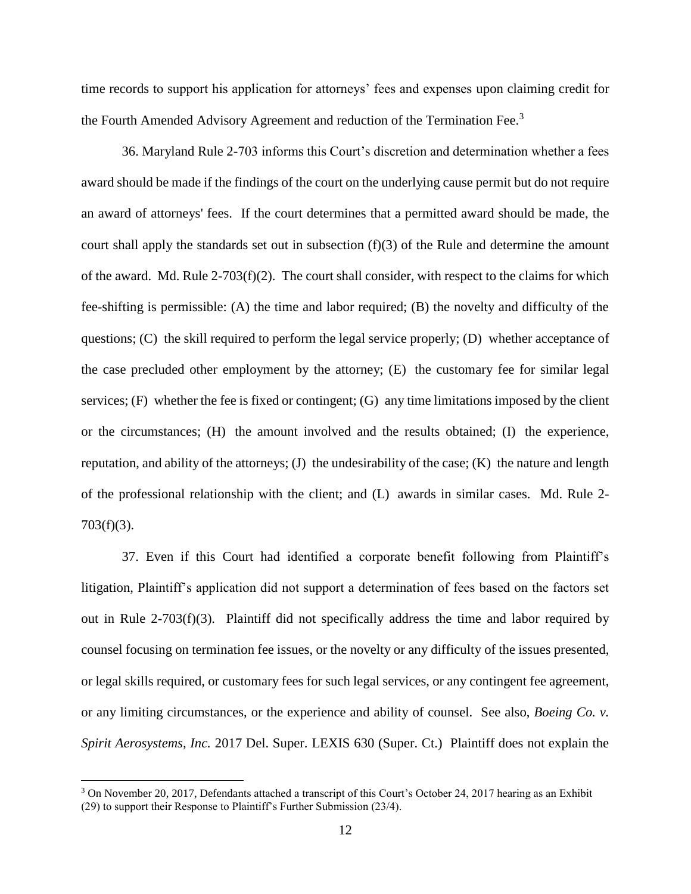time records to support his application for attorneys' fees and expenses upon claiming credit for the Fourth Amended Advisory Agreement and reduction of the Termination Fee.[3]

36. Maryland Rule 2-703 informs this Court's discretion and determination whether a fees award should be made if the findings of the court on the underlying cause permit but do not require an award of attorneys' fees. If the court determines that a permitted award should be made, the court shall apply the standards set out in subsection (f)(3) of the Rule and determine the amount of the award. Md. Rule 2-703(f)(2). The court shall consider, with respect to the claims for which fee-shifting is permissible: (A) the time and labor required; (B) the novelty and difficulty of the questions; (C) the skill required to perform the legal service properly; (D) whether acceptance of the case precluded other employment by the attorney; (E) the customary fee for similar legal services; (F) whether the fee is fixed or contingent; (G) any time limitations imposed by the client or the circumstances; (H) the amount involved and the results obtained; (I) the experience, reputation, and ability of the attorneys; (J) the undesirability of the case; (K) the nature and length of the professional relationship with the client; and (L) awards in similar cases. Md. Rule 2-703(f)(3).

37. Even if this Court had identified a corporate benefit following from Plaintiff's litigation, Plaintiff's application did not support a determination of fees based on the factors set out in Rule 2-703(f)(3). Plaintiff did not specifically address the time and labor required by counsel focusing on termination fee issues, or the novelty or any difficulty of the issues presented, or legal skills required, or customary fees for such legal services, or any contingent fee agreement, or any limiting circumstances, or the experience and ability of counsel. See also, *Boeing Co. v. Spirit Aerosystems, Inc.* 2017 Del. Super. LEXIS 630 (Super. Ct.) Plaintiff does not explain the

[3] On November 20, 2017, Defendants attached a transcript of this Court's October 24, 2017 hearing as an Exhibit (29) to support their Response to Plaintiff's Further Submission (23/4).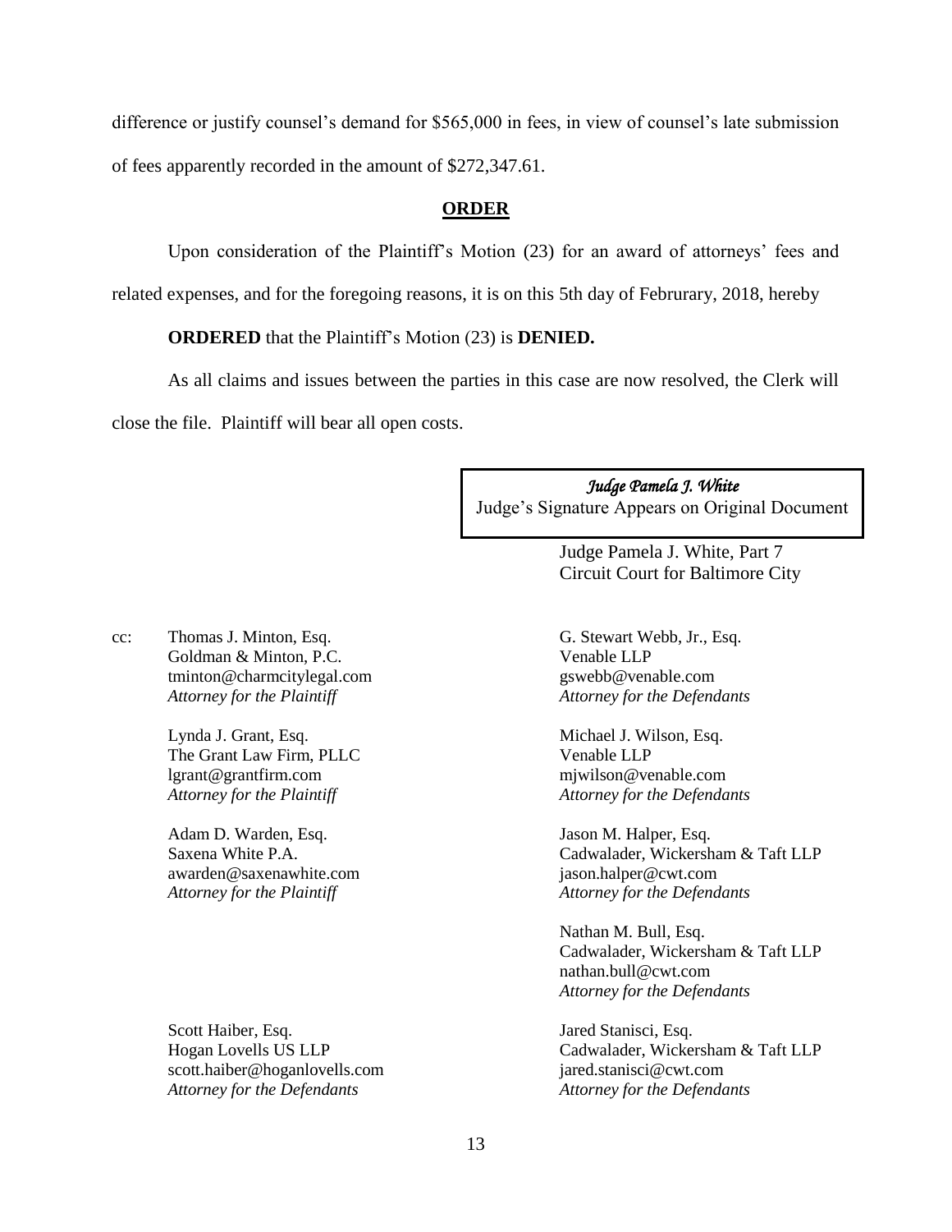difference or justify counsel's demand for $565,000 in fees, in view of counsel's late submission of fees apparently recorded in the amount of $272,347.61.

## ORDER

Upon consideration of the Plaintiff's Motion (23) for an award of attorneys' fees and related expenses, and for the foregoing reasons, it is on this 5th day of Februrary, 2018, hereby

**ORDERED** that the Plaintiff's Motion (23) is **DENIED.**

As all claims and issues between the parties in this case are now resolved, the Clerk will close the file. Plaintiff will bear all open costs.

*Judge Pamela J. White*
Judge's Signature Appears on Original Document

Judge Pamela J. White, Part 7
Circuit Court for Baltimore City

cc:

Thomas J. Minton, Esq.
Goldman & Minton, P.C.
tminton@charmcitylegal.com
*Attorney for the Plaintiff*

Lynda J. Grant, Esq.
The Grant Law Firm, PLLC
lgrant@grantfirm.com
*Attorney for the Plaintiff*

Adam D. Warden, Esq.
Saxena White P.A.
awarden@saxenawhite.com
*Attorney for the Plaintiff*

Scott Haiber, Esq.
Hogan Lovells US LLP
scott.haiber@hoganlovells.com
*Attorney for the Defendants*

G. Stewart Webb, Jr., Esq.
Venable LLP
gswebb@venable.com
*Attorney for the Defendants*

Michael J. Wilson, Esq.
Venable LLP
mjwilson@venable.com
*Attorney for the Defendants*

Jason M. Halper, Esq.
Cadwalader, Wickersham & Taft LLP
jason.halper@cwt.com
*Attorney for the Defendants*

Nathan M. Bull, Esq.
Cadwalader, Wickersham & Taft LLP
nathan.bull@cwt.com
*Attorney for the Defendants*

Jared Stanisci, Esq.
Cadwalader, Wickersham & Taft LLP
jared.stanisci@cwt.com
*Attorney for the Defendants*